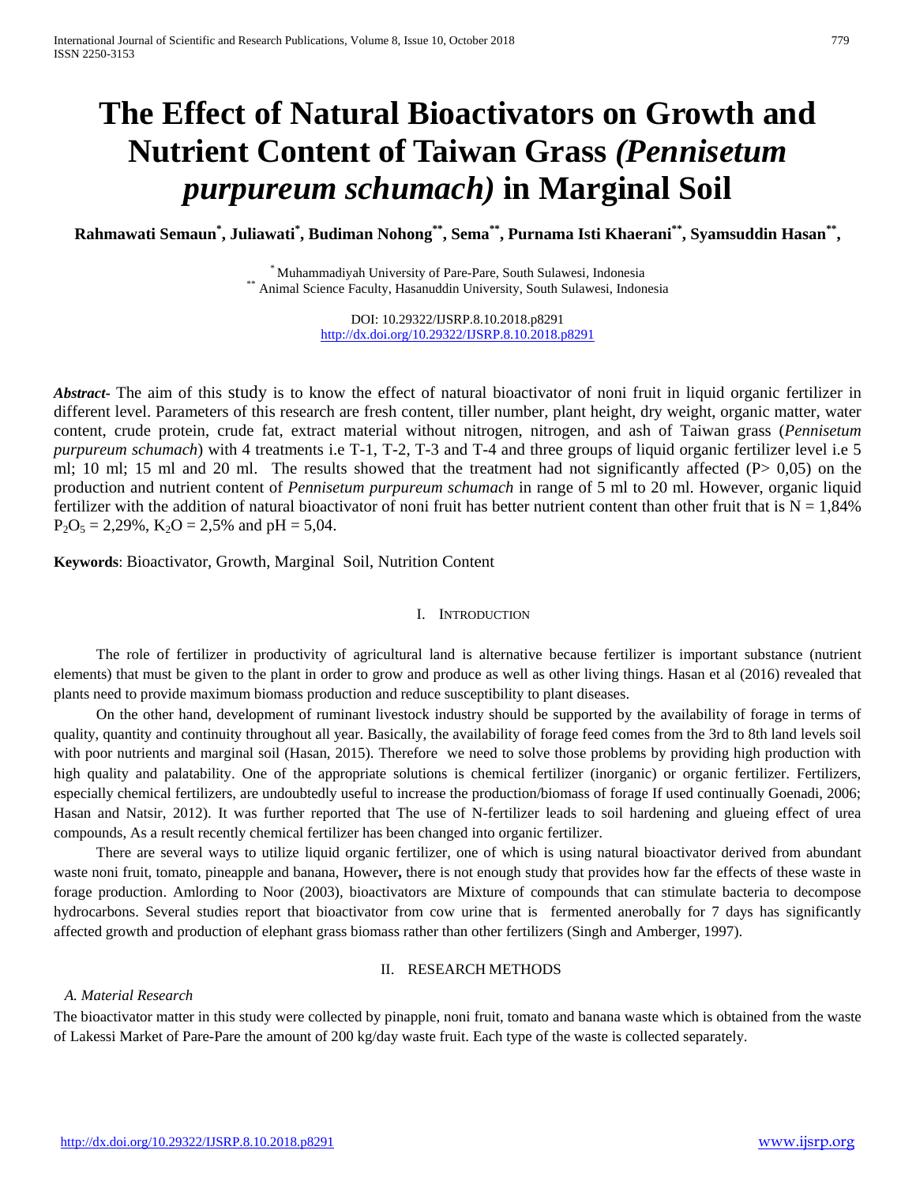# The Effect of Natural Bioactivators on Growth and Nutrient Content of Taiwan Grass *(Pennisetum purpureum schumach)* in Marginal Soil

**Rahmawati Semaun[\*], Juliawati[\*], Budiman Nohong[\*\*], Sema[\*\*], Purnama Isti Khaerani[\*\*], Syamsuddin Hasan[\*\*],**

[\*] Muhammadiyah University of Pare-Pare, South Sulawesi, Indonesia
[\*\*] Animal Science Faculty, Hasanuddin University, South Sulawesi, Indonesia

DOI: 10.29322/IJSRP.8.10.2018.p8291
http://dx.doi.org/10.29322/IJSRP.8.10.2018.p8291

***Abstract-*** The aim of this study is to know the effect of natural bioactivator of noni fruit in liquid organic fertilizer in different level. Parameters of this research are fresh content, tiller number, plant height, dry weight, organic matter, water content, crude protein, crude fat, extract material without nitrogen, nitrogen, and ash of Taiwan grass (*Pennisetum purpureum schumach*) with 4 treatments i.e T-1, T-2, T-3 and T-4 and three groups of liquid organic fertilizer level i.e 5 ml; 10 ml; 15 ml and 20 ml. The results showed that the treatment had not significantly affected (P> 0,05) on the production and nutrient content of *Pennisetum purpureum schumach* in range of 5 ml to 20 ml. However, organic liquid fertilizer with the addition of natural bioactivator of noni fruit has better nutrient content than other fruit that is N = 1,84% $P_2O_5$ = 2,29%, $K_2O$ = 2,5% and pH = 5,04.

**Keywords**: Bioactivator, Growth, Marginal Soil, Nutrition Content

## I. Introduction

The role of fertilizer in productivity of agricultural land is alternative because fertilizer is important substance (nutrient elements) that must be given to the plant in order to grow and produce as well as other living things. Hasan et al (2016) revealed that plants need to provide maximum biomass production and reduce susceptibility to plant diseases.

On the other hand, development of ruminant livestock industry should be supported by the availability of forage in terms of quality, quantity and continuity throughout all year. Basically, the availability of forage feed comes from the 3rd to 8th land levels soil with poor nutrients and marginal soil (Hasan, 2015). Therefore we need to solve those problems by providing high production with high quality and palatability. One of the appropriate solutions is chemical fertilizer (inorganic) or organic fertilizer. Fertilizers, especially chemical fertilizers, are undoubtedly useful to increase the production/biomass of forage If used continually Goenadi, 2006; Hasan and Natsir, 2012). It was further reported that The use of N-fertilizer leads to soil hardening and glueing effect of urea compounds, As a result recently chemical fertilizer has been changed into organic fertilizer.

There are several ways to utilize liquid organic fertilizer, one of which is using natural bioactivator derived from abundant waste noni fruit, tomato, pineapple and banana, However**,** there is not enough study that provides how far the effects of these waste in forage production. Amlording to Noor (2003), bioactivators are Mixture of compounds that can stimulate bacteria to decompose hydrocarbons. Several studies report that bioactivator from cow urine that is fermented anerobally for 7 days has significantly affected growth and production of elephant grass biomass rather than other fertilizers (Singh and Amberger, 1997).

## II. Research Methods

### *A. Material Research*

The bioactivator matter in this study were collected by pinapple, noni fruit, tomato and banana waste which is obtained from the waste of Lakessi Market of Pare-Pare the amount of 200 kg/day waste fruit. Each type of the waste is collected separately.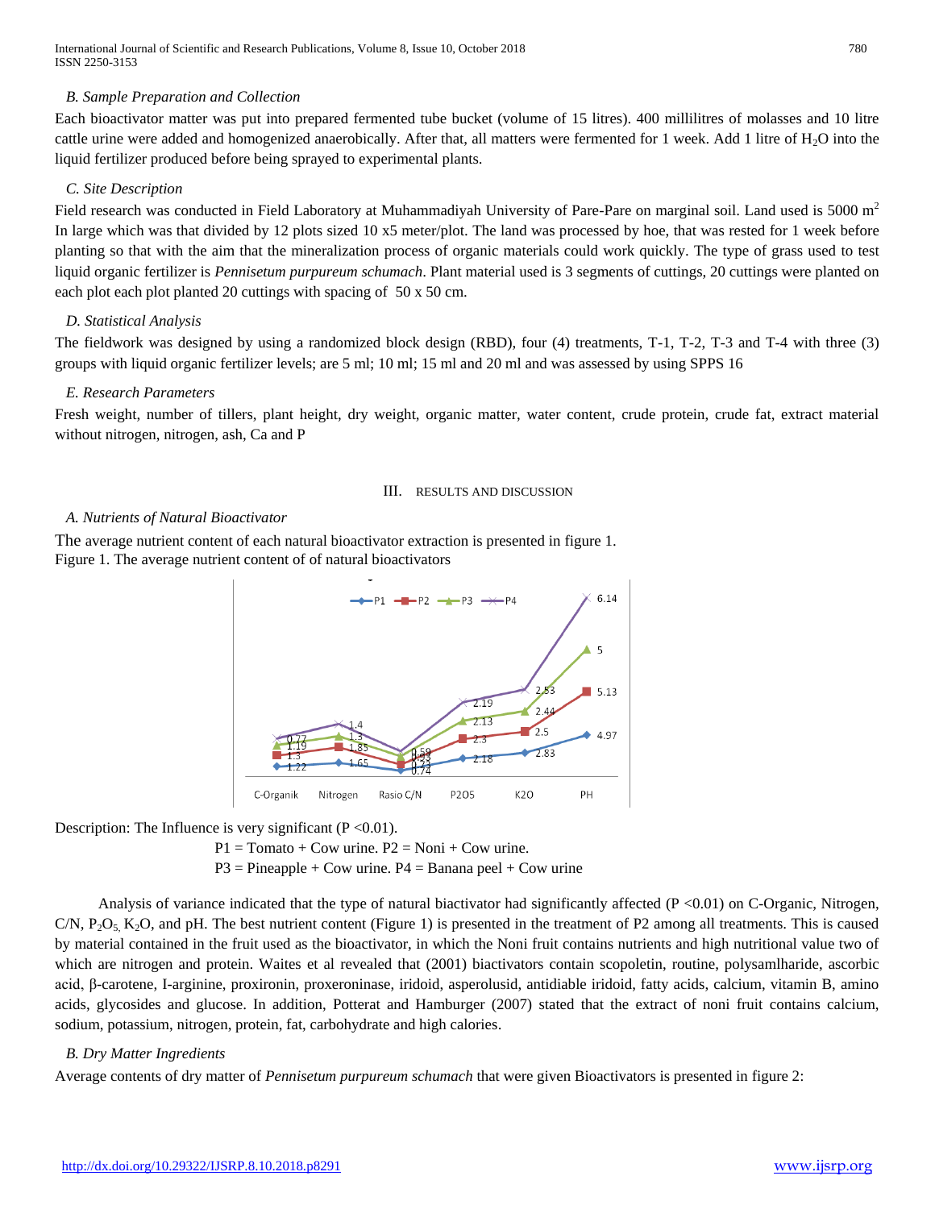### B. Sample Preparation and Collection

Each bioactivator matter was put into prepared fermented tube bucket (volume of 15 litres). 400 millilitres of molasses and 10 litre cattle urine were added and homogenized anaerobically. After that, all matters were fermented for 1 week. Add 1 litre of $H_2O$ into the liquid fertilizer produced before being sprayed to experimental plants.

### C. Site Description

Field research was conducted in Field Laboratory at Muhammadiyah University of Pare-Pare on marginal soil. Land used is 5000 $m^2$ In large which was that divided by 12 plots sized 10 x5 meter/plot. The land was processed by hoe, that was rested for 1 week before planting so that with the aim that the mineralization process of organic materials could work quickly. The type of grass used to test liquid organic fertilizer is *Pennisetum purpureum schumach*. Plant material used is 3 segments of cuttings, 20 cuttings were planted on each plot each plot planted 20 cuttings with spacing of 50 x 50 cm.

### D. Statistical Analysis

The fieldwork was designed by using a randomized block design (RBD), four (4) treatments, T-1, T-2, T-3 and T-4 with three (3) groups with liquid organic fertilizer levels; are 5 ml; 10 ml; 15 ml and 20 ml and was assessed by using SPPS 16

### E. Research Parameters

Fresh weight, number of tillers, plant height, dry weight, organic matter, water content, crude protein, crude fat, extract material without nitrogen, nitrogen, ash, Ca and P

## III. RESULTS AND DISCUSSION

### A. Nutrients of Natural Bioactivator

The average nutrient content of each natural bioactivator extraction is presented in figure 1.

Figure 1. The average nutrient content of of natural bioactivators

Description: The Influence is very significant ($P < 0.01$).

P1 = Tomato + Cow urine. P2 = Noni + Cow urine.

P3 = Pineapple + Cow urine. P4 = Banana peel + Cow urine

Analysis of variance indicated that the type of natural biactivator had significantly affected ($P < 0.01$) on C-Organic, Nitrogen, C/N, $P_2O_5$, $K_2O$, and pH. The best nutrient content (Figure 1) is presented in the treatment of P2 among all treatments. This is caused by material contained in the fruit used as the bioactivator, in which the Noni fruit contains nutrients and high nutritional value two of which are nitrogen and protein. Waites et al revealed that (2001) biactivators contain scopoletin, routine, polysamlharide, ascorbic acid, β-carotene, I-arginine, proxironin, proxeroninase, iridoid, asperolusid, antidiable iridoid, fatty acids, calcium, vitamin B, amino acids, glycosides and glucose. In addition, Potterat and Hamburger (2007) stated that the extract of noni fruit contains calcium, sodium, potassium, nitrogen, protein, fat, carbohydrate and high calories.

### B. Dry Matter Ingredients

Average contents of dry matter of *Pennisetum purpureum schumach* that were given Bioactivators is presented in figure 2: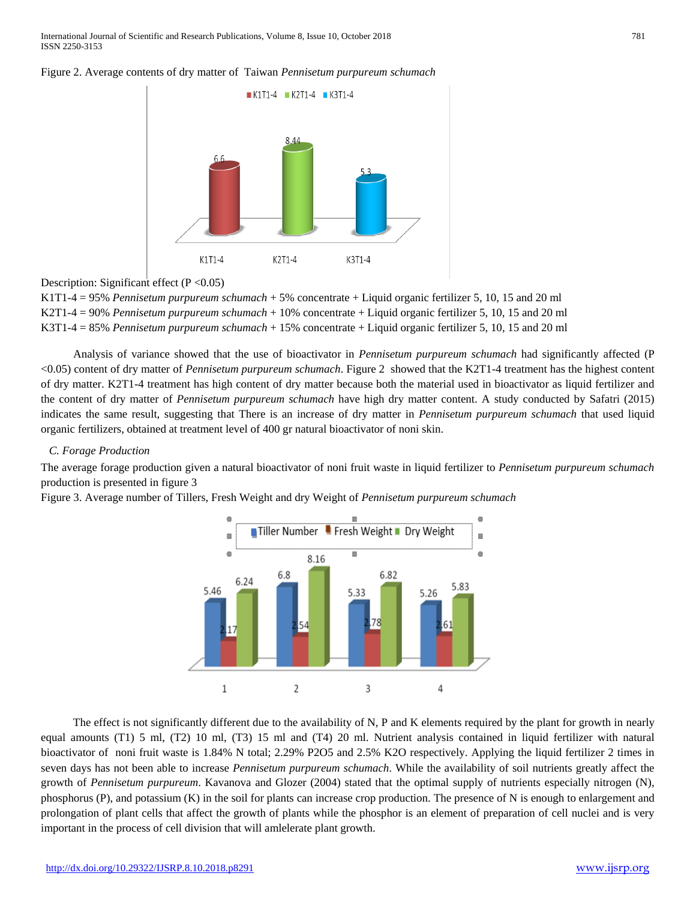Figure 2. Average contents of dry matter of Taiwan *Pennisetum purpureum schumach*

Description: Significant effect (P <0.05)
K1T1-4 = 95% *Pennisetum purpureum schumach* + 5% concentrate + Liquid organic fertilizer 5, 10, 15 and 20 ml
K2T1-4 = 90% *Pennisetum purpureum schumach* + 10% concentrate + Liquid organic fertilizer 5, 10, 15 and 20 ml
K3T1-4 = 85% *Pennisetum purpureum schumach* + 15% concentrate + Liquid organic fertilizer 5, 10, 15 and 20 ml

Analysis of variance showed that the use of bioactivator in *Pennisetum purpureum schumach* had significantly affected (P <0.05) content of dry matter of *Pennisetum purpureum schumach*. Figure 2 showed that the K2T1-4 treatment has the highest content of dry matter. K2T1-4 treatment has high content of dry matter because both the material used in bioactivator as liquid fertilizer and the content of dry matter of *Pennisetum purpureum schumach* have high dry matter content. A study conducted by Safatri (2015) indicates the same result, suggesting that There is an increase of dry matter in *Pennisetum purpureum schumach* that used liquid organic fertilizers, obtained at treatment level of 400 gr natural bioactivator of noni skin.

### *C. Forage Production*

The average forage production given a natural bioactivator of noni fruit waste in liquid fertilizer to *Pennisetum purpureum schumach* production is presented in figure 3

Figure 3. Average number of Tillers, Fresh Weight and dry Weight of *Pennisetum purpureum schumach*

The effect is not significantly different due to the availability of N, P and K elements required by the plant for growth in nearly equal amounts (T1) 5 ml, (T2) 10 ml, (T3) 15 ml and (T4) 20 ml. Nutrient analysis contained in liquid fertilizer with natural bioactivator of noni fruit waste is 1.84% N total; 2.29% $P_2O_5$ and 2.5% $K_2O$ respectively. Applying the liquid fertilizer 2 times in seven days has not been able to increase *Pennisetum purpureum schumach*. While the availability of soil nutrients greatly affect the growth of *Pennisetum purpureum*. Kavanova and Glozer (2004) stated that the optimal supply of nutrients especially nitrogen (N), phosphorus (P), and potassium (K) in the soil for plants can increase crop production. The presence of N is enough to enlargement and prolongation of plant cells that affect the growth of plants while the phosphor is an element of preparation of cell nuclei and is very important in the process of cell division that will amlelerate plant growth.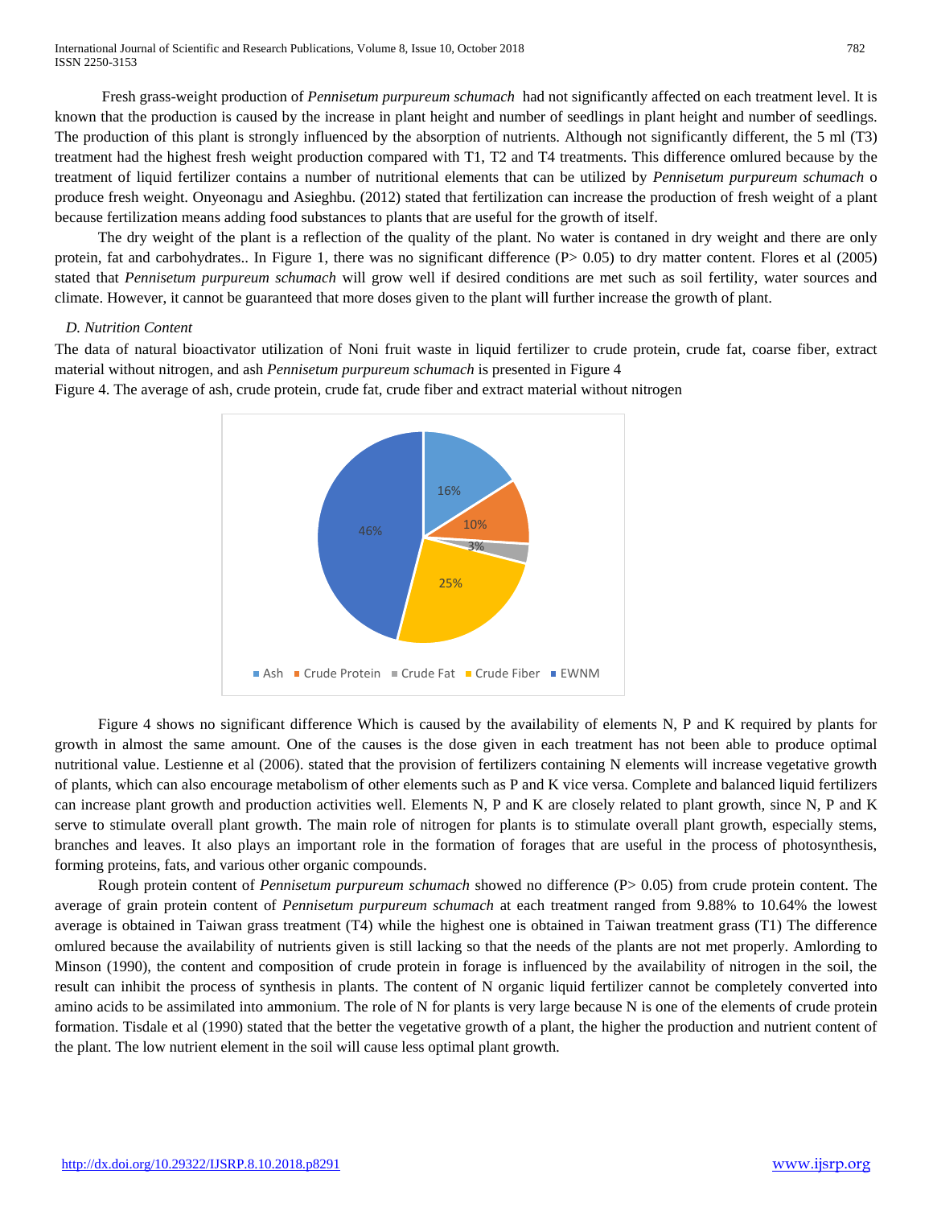Fresh grass-weight production of *Pennisetum purpureum schumach* had not significantly affected on each treatment level. It is known that the production is caused by the increase in plant height and number of seedlings in plant height and number of seedlings. The production of this plant is strongly influenced by the absorption of nutrients. Although not significantly different, the 5 ml (T3) treatment had the highest fresh weight production compared with T1, T2 and T4 treatments. This difference omlured because by the treatment of liquid fertilizer contains a number of nutritional elements that can be utilized by *Pennisetum purpureum schumach* o produce fresh weight. Onyeonagu and Asieghbu. (2012) stated that fertilization can increase the production of fresh weight of a plant because fertilization means adding food substances to plants that are useful for the growth of itself.

The dry weight of the plant is a reflection of the quality of the plant. No water is contaned in dry weight and there are only protein, fat and carbohydrates.. In Figure 1, there was no significant difference ($P > 0.05$) to dry matter content. Flores et al (2005) stated that *Pennisetum purpureum schumach* will grow well if desired conditions are met such as soil fertility, water sources and climate. However, it cannot be guaranteed that more doses given to the plant will further increase the growth of plant.

### *D. Nutrition Content*

The data of natural bioactivator utilization of Noni fruit waste in liquid fertilizer to crude protein, crude fat, coarse fiber, extract material without nitrogen, and ash *Pennisetum purpureum schumach* is presented in Figure 4

Figure 4. The average of ash, crude protein, crude fat, crude fiber and extract material without nitrogen

| Component | Percentage |
|---|---|
| Ash | 16% |
| Crude Protein | 10% |
| Crude Fat | 3% |
| Crude Fiber | 25% |
| EWNM | 46% |

Figure 4 shows no significant difference Which is caused by the availability of elements N, P and K required by plants for growth in almost the same amount. One of the causes is the dose given in each treatment has not been able to produce optimal nutritional value. Lestienne et al (2006). stated that the provision of fertilizers containing N elements will increase vegetative growth of plants, which can also encourage metabolism of other elements such as P and K vice versa. Complete and balanced liquid fertilizers can increase plant growth and production activities well. Elements N, P and K are closely related to plant growth, since N, P and K serve to stimulate overall plant growth. The main role of nitrogen for plants is to stimulate overall plant growth, especially stems, branches and leaves. It also plays an important role in the formation of forages that are useful in the process of photosynthesis, forming proteins, fats, and various other organic compounds.

Rough protein content of *Pennisetum purpureum schumach* showed no difference ($P > 0.05$) from crude protein content. The average of grain protein content of *Pennisetum purpureum schumach* at each treatment ranged from 9.88% to 10.64% the lowest average is obtained in Taiwan grass treatment (T4) while the highest one is obtained in Taiwan treatment grass (T1) The difference omlured because the availability of nutrients given is still lacking so that the needs of the plants are not met properly. Amlording to Minson (1990), the content and composition of crude protein in forage is influenced by the availability of nitrogen in the soil, the result can inhibit the process of synthesis in plants. The content of N organic liquid fertilizer cannot be completely converted into amino acids to be assimilated into ammonium. The role of N for plants is very large because N is one of the elements of crude protein formation. Tisdale et al (1990) stated that the better the vegetative growth of a plant, the higher the production and nutrient content of the plant. The low nutrient element in the soil will cause less optimal plant growth.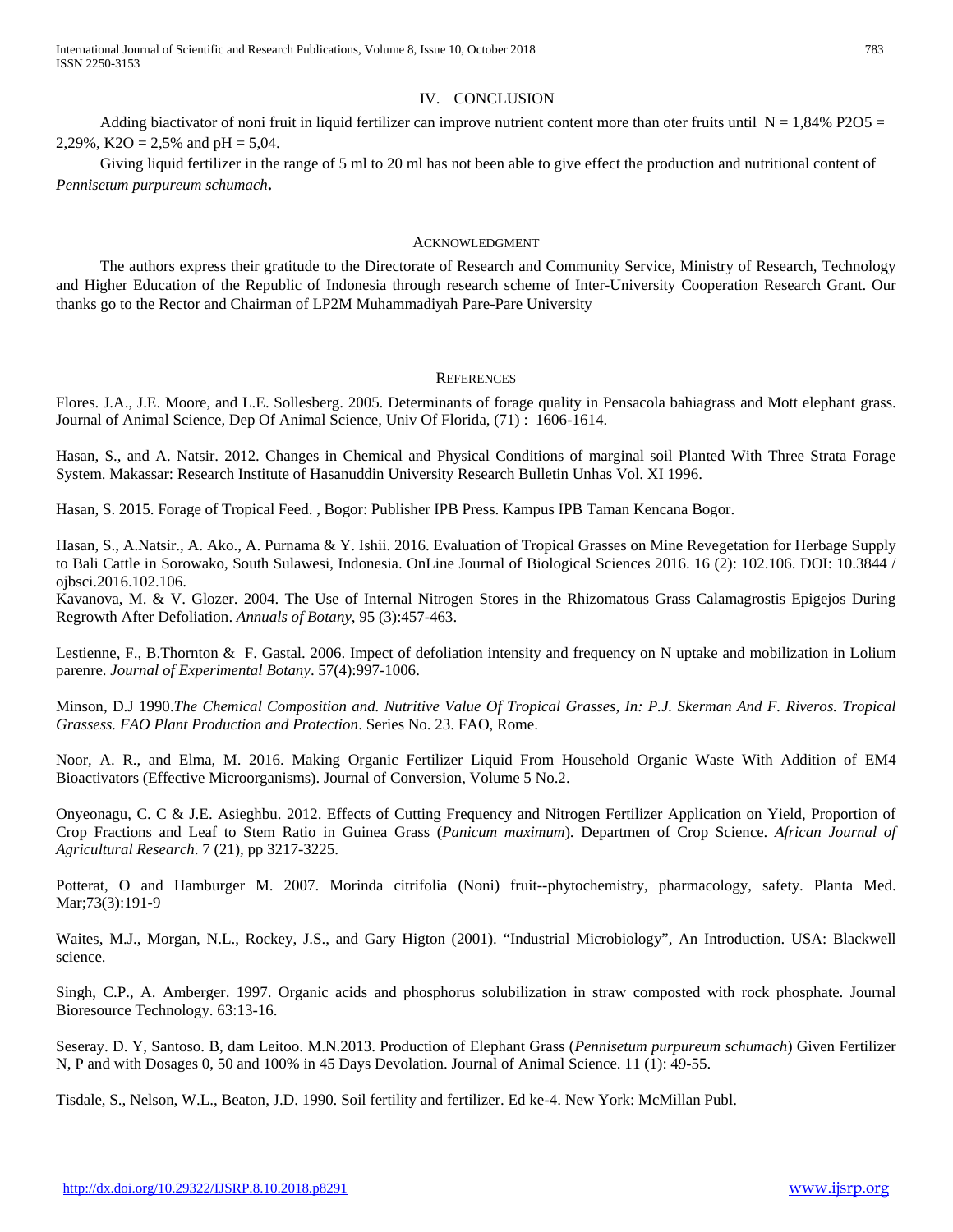## IV. CONCLUSION

Adding biactivator of noni fruit in liquid fertilizer can improve nutrient content more than oter fruits until N = 1,84% $P_2O_5$ = 2,29%, $K_2O$ = 2,5% and pH = 5,04.

Giving liquid fertilizer in the range of 5 ml to 20 ml has not been able to give effect the production and nutritional content of *Pennisetum purpureum schumach***.**

## ACKNOWLEDGMENT

The authors express their gratitude to the Directorate of Research and Community Service, Ministry of Research, Technology and Higher Education of the Republic of Indonesia through research scheme of Inter-University Cooperation Research Grant. Our thanks go to the Rector and Chairman of LP2M Muhammadiyah Pare-Pare University

## REFERENCES

Flores. J.A., J.E. Moore, and L.E. Sollesberg. 2005. Determinants of forage quality in Pensacola bahiagrass and Mott elephant grass. Journal of Animal Science, Dep Of Animal Science, Univ Of Florida, (71) : 1606-1614.

Hasan, S., and A. Natsir. 2012. Changes in Chemical and Physical Conditions of marginal soil Planted With Three Strata Forage System. Makassar: Research Institute of Hasanuddin University Research Bulletin Unhas Vol. XI 1996.

Hasan, S. 2015. Forage of Tropical Feed. , Bogor: Publisher IPB Press. Kampus IPB Taman Kencana Bogor.

Hasan, S., A.Natsir., A. Ako., A. Purnama & Y. Ishii. 2016. Evaluation of Tropical Grasses on Mine Revegetation for Herbage Supply to Bali Cattle in Sorowako, South Sulawesi, Indonesia. OnLine Journal of Biological Sciences 2016. 16 (2): 102.106. DOI: 10.3844 / ojbsci.2016.102.106.

Kavanova, M. & V. Glozer. 2004. The Use of Internal Nitrogen Stores in the Rhizomatous Grass Calamagrostis Epigejos During Regrowth After Defoliation. *Annuals of Botany*, 95 (3):457-463.

Lestienne, F., B.Thornton & F. Gastal. 2006. Impect of defoliation intensity and frequency on N uptake and mobilization in Lolium parenre. *Journal of Experimental Botany*. 57(4):997-1006.

Minson, D.J 1990.*The Chemical Composition and. Nutritive Value Of Tropical Grasses, In: P.J. Skerman And F. Riveros. Tropical Grassess. FAO Plant Production and Protection*. Series No. 23. FAO, Rome.

Noor, A. R., and Elma, M. 2016. Making Organic Fertilizer Liquid From Household Organic Waste With Addition of EM4 Bioactivators (Effective Microorganisms). Journal of Conversion, Volume 5 No.2.

Onyeonagu, C. C & J.E. Asieghbu. 2012. Effects of Cutting Frequency and Nitrogen Fertilizer Application on Yield, Proportion of Crop Fractions and Leaf to Stem Ratio in Guinea Grass (*Panicum maximum*). Departmen of Crop Science. *African Journal of Agricultural Research*. 7 (21), pp 3217-3225.

Potterat, O and Hamburger M. 2007. Morinda citrifolia (Noni) fruit--phytochemistry, pharmacology, safety. Planta Med. Mar;73(3):191-9

Waites, M.J., Morgan, N.L., Rockey, J.S., and Gary Higton (2001). "Industrial Microbiology", An Introduction. USA: Blackwell science.

Singh, C.P., A. Amberger. 1997. Organic acids and phosphorus solubilization in straw composted with rock phosphate. Journal Bioresource Technology. 63:13-16.

Seseray. D. Y, Santoso. B, dam Leitoo. M.N.2013. Production of Elephant Grass (*Pennisetum purpureum schumach*) Given Fertilizer N, P and with Dosages 0, 50 and 100% in 45 Days Devolation. Journal of Animal Science. 11 (1): 49-55.

Tisdale, S., Nelson, W.L., Beaton, J.D. 1990. Soil fertility and fertilizer. Ed ke-4. New York: McMillan Publ.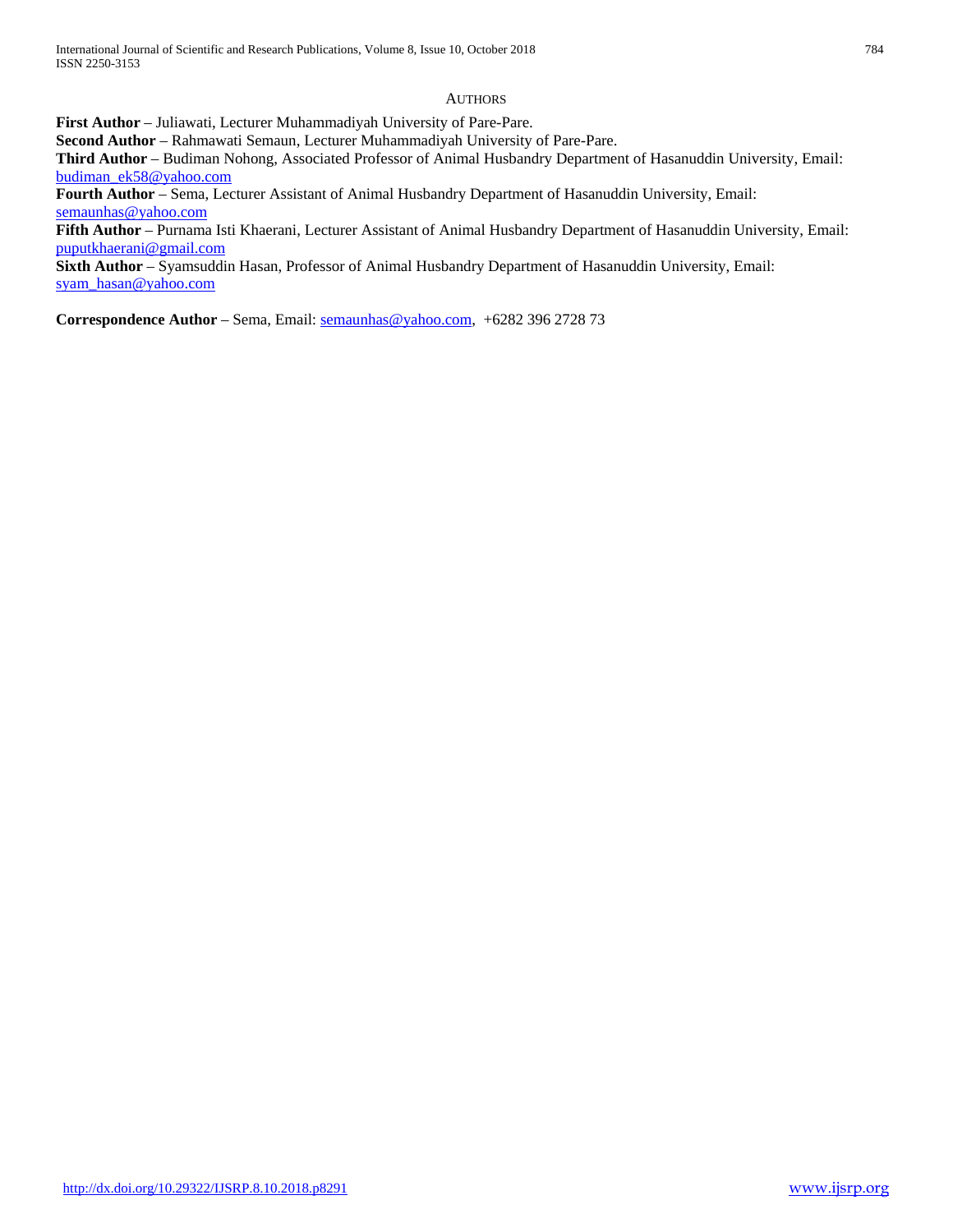## AUTHORS

**First Author** – Juliawati, Lecturer Muhammadiyah University of Pare-Pare.

**Second Author** – Rahmawati Semaun, Lecturer Muhammadiyah University of Pare-Pare.

**Third Author** – Budiman Nohong, Associated Professor of Animal Husbandry Department of Hasanuddin University, Email: budiman_ek58@yahoo.com

**Fourth Author** – Sema, Lecturer Assistant of Animal Husbandry Department of Hasanuddin University, Email: semaunhas@yahoo.com

**Fifth Author** – Purnama Isti Khaerani, Lecturer Assistant of Animal Husbandry Department of Hasanuddin University, Email: puputkhaerani@gmail.com

**Sixth Author** – Syamsuddin Hasan, Professor of Animal Husbandry Department of Hasanuddin University, Email: syam_hasan@yahoo.com

**Correspondence Author** – Sema, Email: semaunhas@yahoo.com, +6282 396 2728 73